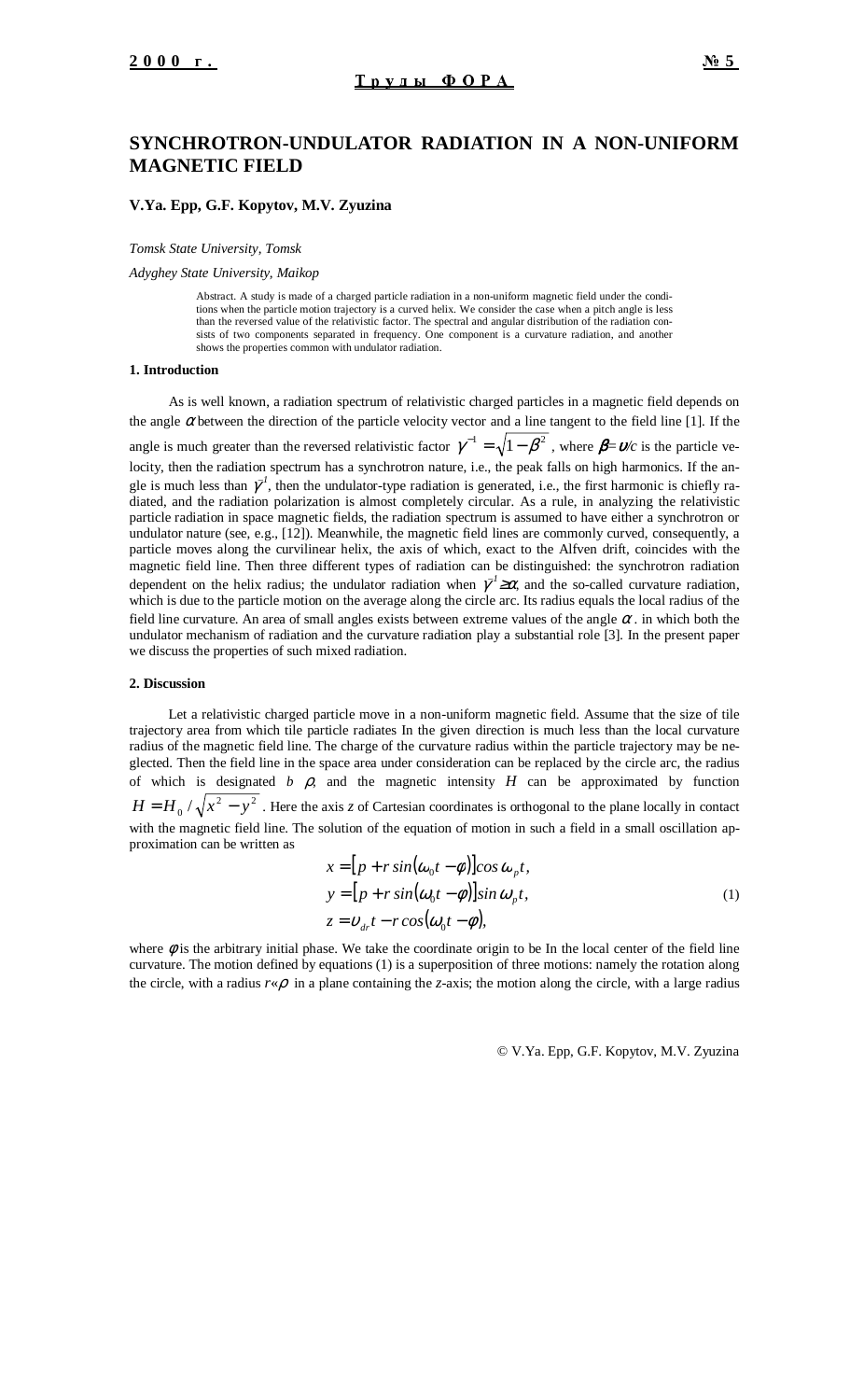# SYNCHROTRON-UNDULATOR RADIATION IN A NON-UNIFORM MAGNETIC FIELD

**V.Ya. Epp, G.F. Kopytov, M.V. Zyuzina**

*Tomsk State University, Tomsk*

*Adyghey State University, Maikop*

Abstract. A study is made of a charged particle radiation in a non-uniform magnetic field under the conditions when the particle motion trajectory is a curved helix. We consider the case when a pitch angle is less than the reversed value of the relativistic factor. The spectral and angular distribution of the radiation consists of two components separated in frequency. One component is a curvature radiation, and another shows the properties common with undulator radiation.

### 1. Introduction

As is well known, a radiation spectrum of relativistic charged particles in a magnetic field depends on the angle $\alpha$ between the direction of the particle velocity vector and a line tangent to the field line [1]. If the angle is much greater than the reversed relativistic factor $\gamma^{-1}=\sqrt{1-\beta^2}$, where $\beta=\upsilon/c$ is the particle velocity, then the radiation spectrum has a synchrotron nature, i.e., the peak falls on high harmonics. If the angle is much less than $\gamma^{-1}$, then the undulator-type radiation is generated, i.e., the first harmonic is chiefly radiated, and the radiation polarization is almost completely circular. As a rule, in analyzing the relativistic particle radiation in space magnetic fields, the radiation spectrum is assumed to have either a synchrotron or undulator nature (see, e.g., [12]). Meanwhile, the magnetic field lines are commonly curved, consequently, a particle moves along the curvilinear helix, the axis of which, exact to the Alfven drift, coincides with the magnetic field line. Then three different types of radiation can be distinguished: the synchrotron radiation dependent on the helix radius; the undulator radiation when $\gamma^{-1}\geq\alpha$, and the so-called curvature radiation, which is due to the particle motion on the average along the circle arc. Its radius equals the local radius of the field line curvature. An area of small angles exists between extreme values of the angle $\alpha$. in which both the undulator mechanism of radiation and the curvature radiation play a substantial role [3]. In the present paper we discuss the properties of such mixed radiation.

### 2. Discussion

Let a relativistic charged particle move in a non-uniform magnetic field. Assume that the size of tile trajectory area from which tile particle radiates In the given direction is much less than the local curvature radius of the magnetic field line. The charge of the curvature radius within the particle trajectory may be neglected. Then the field line in the space area under consideration can be replaced by the circle arc, the radius of which is designated $b$ $\rho$, and the magnetic intensity $H$ can be approximated by function $H=H_0/\sqrt{x^2-y^2}$. Here the axis $z$ of Cartesian coordinates is orthogonal to the plane locally in contact with the magnetic field line. The solution of the equation of motion in such a field in a small oscillation approximation can be written as

$$
\begin{aligned}
x &= \left[p + r\sin(\omega_0 t-\phi)\right]\cos\omega_p t,\\
y &= \left[p + r\sin(\omega_0 t-\phi)\right]\sin\omega_p t,\\
z &= \upsilon_{dr}t - r\cos(\omega_0 t-\phi),
\end{aligned}
\tag{1}
$$

where $\phi$ is the arbitrary initial phase. We take the coordinate origin to be In the local center of the field line curvature. The motion defined by equations (1) is a superposition of three motions: namely the rotation along the circle, with a radius $r$«$\rho$ in a plane containing the $z$-axis; the motion along the circle, with a large radius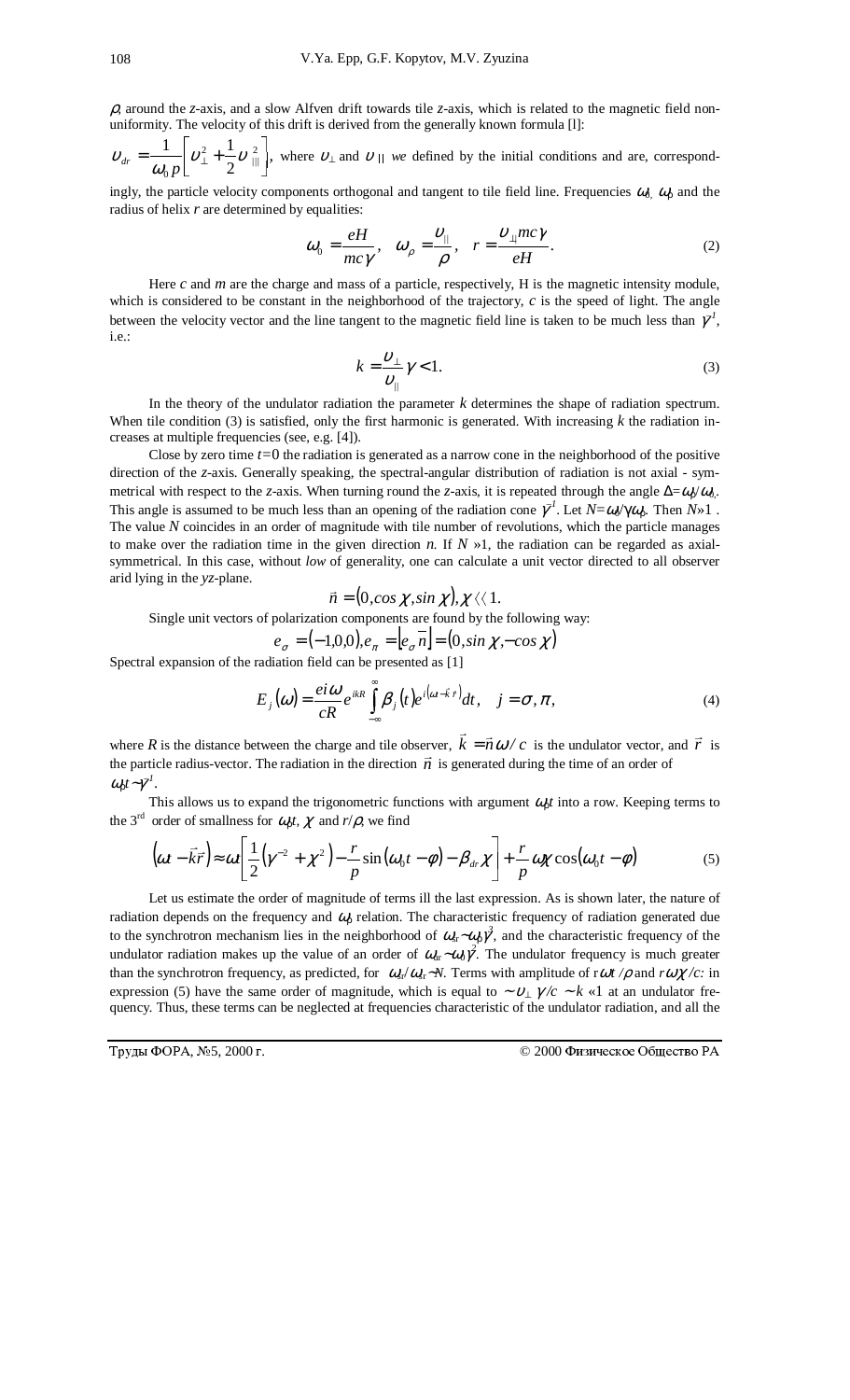$\rho$, around the $z$-axis, and a slow Alfven drift towards tile $z$-axis, which is related to the magnetic field non-uniformity. The velocity of this drift is derived from the generally known formula [l]:

$\upsilon_{dr} = \dfrac{1}{\omega_0 p}\left[\upsilon_\perp^2 + \dfrac{1}{2}\upsilon_{||}^2\right]$, where $\upsilon_\perp$ and $\upsilon_{||}$ *we* defined by the initial conditions and are, correspondingly, the particle velocity components orthogonal and tangent to tile field line. Frequencies $\omega_0$, $\omega_\rho$ and the radius of helix $r$ are determined by equalities:

$$\omega_0 = \frac{eH}{mc\gamma}, \quad \omega_\rho = \frac{\upsilon_{||}}{\rho}, \quad r = \frac{\upsilon_\perp mc\gamma}{eH}. \tag{2}$$

Here $c$ and $m$ are the charge and mass of a particle, respectively, H is the magnetic intensity module, which is considered to be constant in the neighborhood of the trajectory, $c$ is the speed of light. The angle between the velocity vector and the line tangent to the magnetic field line is taken to be much less than $\gamma^{1}$, i.e.:

$$k = \frac{\upsilon_\perp}{\upsilon_{||}}\gamma < 1. \tag{3}$$

In the theory of the undulator radiation the parameter $k$ determines the shape of radiation spectrum. When tile condition (3) is satisfied, only the first harmonic is generated. With increasing $k$ the radiation increases at multiple frequencies (see, e.g. [4]).

Close by zero time $t$=0 the radiation is generated as a narrow cone in the neighborhood of the positive direction of the $z$-axis. Generally speaking, the spectral-angular distribution of radiation is not axial - symmetrical with respect to the $z$-axis. When turning round the $z$-axis, it is repeated through the angle $\Delta=\omega_\rho/\omega_0$. This angle is assumed to be much less than an opening of the radiation cone $\gamma^{1}$. Let $N=\omega_0/\gamma\omega_\rho$. Then $N$»1 . The value $N$ coincides in an order of magnitude with tile number of revolutions, which the particle manages to make over the radiation time in the given direction $n$. If $N$ »1, the radiation can be regarded as axial-symmetrical. In this case, without *low* of generality, one can calculate a unit vector directed to all observer arid lying in the $yz$-plane.

$$\vec{n} = (0, cos\,\chi, sin\,\chi), \chi \langle\langle 1.$$

Single unit vectors of polarization components are found by the following way:

$$e_\sigma = (-1,0,0), e_\pi = [e_\sigma \vec{n}] = (0, sin\,\chi, -cos\,\chi)$$

Spectral expansion of the radiation field can be presented as [1]

$$E_j(\omega) = \frac{ei\omega}{cR}e^{ikR}\int_{-\infty}^{\infty}\beta_j(t)e^{i(\omega t - \vec{k}\vec{r})}dt, \quad j = \sigma, \pi, \tag{4}$$

where $R$ is the distance between the charge and tile observer, $\vec{k} = \vec{n}\omega / c$ is the undulator vector, and $\vec{r}$ is the particle radius-vector. The radiation in the direction $\vec{n}$ is generated during the time of an order of $\omega_\rho t \sim \gamma^{1}$.

This allows us to expand the trigonometric functions with argument $\omega_\rho t$ into a row. Keeping terms to the 3[rd] order of smallness for $\omega_\rho t$, $\chi$ and $r/\rho$, we find

$$(\omega t - \vec{k}\vec{r}) \approx \omega t\left[\frac{1}{2}(\gamma^{-2} + \chi^2) - \frac{r}{p}\sin(\omega_0 t - \phi) - \beta_{dr}\chi\right] + \frac{r}{p}\omega\chi\cos(\omega_0 t - \phi) \tag{5}$$

Let us estimate the order of magnitude of terms ill the last expression. As is shown later, the nature of radiation depends on the frequency and $\omega_0$ relation. The characteristic frequency of radiation generated due to the synchrotron mechanism lies in the neighborhood of $\omega_c \sim \omega_\rho\gamma^3$, and the characteristic frequency of the undulator radiation makes up the value of an order of $\omega_u \sim \omega_0\gamma^2$. The undulator frequency is much greater than the synchrotron frequency, as predicted, for $\omega_u/\omega_c \sim N$. Terms with amplitude of r$\omega t/\rho$ and $r\omega\chi/c$: in expression (5) have the same order of magnitude, which is equal to $\sim\upsilon_\perp\gamma/c \sim k$ «1 at an undulator frequency. Thus, these terms can be neglected at frequencies characteristic of the undulator radiation, and all the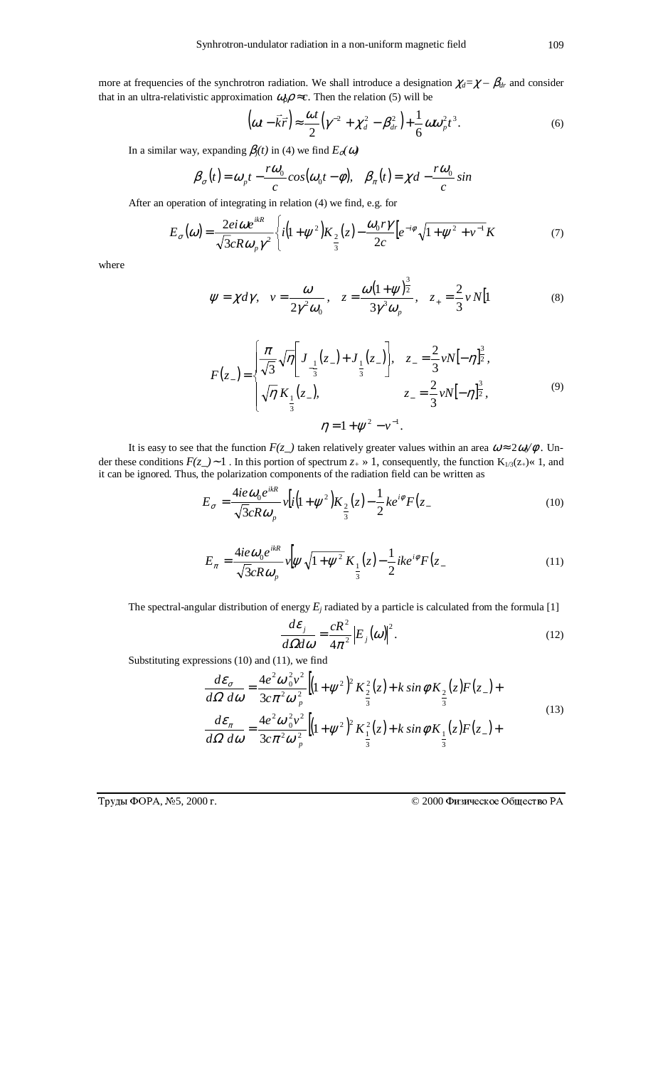more at frequencies of the synchrotron radiation. We shall introduce a designation $\chi_d = \chi - \beta_{dr}$ and consider that in an ultra-relativistic approximation $\omega_p \rho \approx c$. Then the relation (5) will be

$$\left(\omega t - \vec{k}\vec{r}\right) \approx \frac{\omega t}{2}\left(\gamma^{-2} + \chi_d^2 - \beta_{dr}^2\right) + \frac{1}{6}\omega \omega_p^2 t^3. \tag{6}$$

In a similar way, expanding $\beta_j(t)$ in (4) we find $E_\sigma(\omega)$

$$\beta_\sigma(t) = \omega_p t - \frac{r\omega_0}{c}\cos(\omega_0 t - \varphi), \quad \beta_\pi(t) = \chi d - \frac{r\omega_0}{c}\sin$$

After an operation of integrating in relation (4) we find, e.g. for

$$E_\sigma(\omega) = \frac{2ei\omega e^{ikR}}{\sqrt{3}cR\omega_p\gamma^2}\left\{i\left(1+\psi^2\right)K_{\frac{2}{3}}(z) - \frac{\omega_0 r\gamma}{2c}\left[e^{-i\varphi}\sqrt{1+\psi^2+v^{-1}}K\right.\right. \tag{7}$$

where

$$\psi = \chi d\gamma, \quad v = \frac{\omega}{2\gamma^2\omega_0}, \quad z = \frac{\omega\left(1+\psi\right)^{\frac{3}{2}}}{3\gamma^3\omega_p}, \quad z_+ = \frac{2}{3}v\,N\left[1\right. \tag{8}$$

$$F(z_-) = \begin{cases} \dfrac{\pi}{\sqrt{3}}\sqrt{\eta}\left[J_{-\frac{1}{3}}(z_-) + J_{\frac{1}{3}}(z_-)\right], & z_- = \dfrac{2}{3}vN\left[-\eta\right]^{\frac{3}{2}}, \\ \sqrt{\eta}\,K_{\frac{1}{3}}(z_-), & z_- = \dfrac{2}{3}vN\left[-\eta\right]^{\frac{3}{2}}, \end{cases} \tag{9}$$

$$\eta = 1 + \psi^2 - v^{-1}.$$

It is easy to see that the function $F(z\_)$ taken relatively greater values within an area $\omega \approx 2\omega_0/\phi$. Under these conditions $F(z\_) \sim 1$ . In this portion of spectrum $z_+ \gg 1$, consequently, the function $K_{1/3}(z_+) \ll 1$, and it can be ignored. Thus, the polarization components of the radiation field can be written as

$$E_\sigma = \frac{4ie\omega_0 e^{ikR}}{\sqrt{3}cR\omega_p}v\left[i\left(1+\psi^2\right)K_{\frac{2}{3}}(z) - \frac{1}{2}ke^{i\varphi}F(z_-\right. \tag{10}$$

$$E_\pi = \frac{4ie\omega_0 e^{ikR}}{\sqrt{3}cR\omega_p}v\left[\psi\sqrt{1+\psi^2}K_{\frac{1}{3}}(z) - \frac{1}{2}ike^{i\varphi}F(z_-\right. \tag{11}$$

The spectral-angular distribution of energy $E_j$ radiated by a particle is calculated from the formula [1]

$$\frac{d\varepsilon_j}{d\Omega d\omega} = \frac{cR^2}{4\pi^2}\left|E_j(\omega)\right|^2. \tag{12}$$

Substituting expressions (10) and (11), we find

$$\begin{aligned} \frac{d\varepsilon_\sigma}{d\Omega\, d\omega} &= \frac{4e^2\omega_0^2 v^2}{3c\pi^2\omega_p^2}\left[\left(1+\psi^2\right)^2 K_{\frac{2}{3}}^2(z) + k\sin\phi K_{\frac{2}{3}}(z)F(z_-) + \right. \\ \frac{d\varepsilon_\pi}{d\Omega\, d\omega} &= \frac{4e^2\omega_0^2 v^2}{3c\pi^2\omega_p^2}\left[\left(1+\psi^2\right)^2 K_{\frac{1}{3}}^2(z) + k\sin\phi K_{\frac{1}{3}}(z)F(z_-) + \right. \end{aligned} \tag{13}$$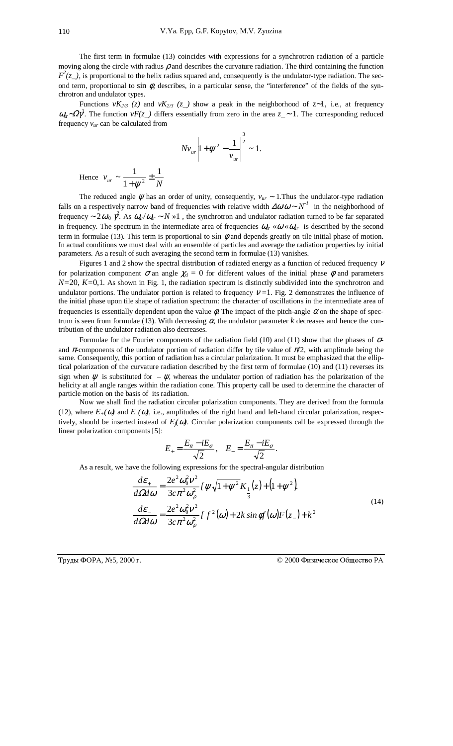The first term in formulae (13) coincides with expressions for a synchrotron radiation of a particle moving along the circle with radius $\rho$ and describes the curvature radiation. The third containing the function $F^2(z\_)$, is proportional to the helix radius squared and, consequently is the undulator-type radiation. The second term, proportional to $\sin\phi$, describes, in a particular sense, the "interference" of the fields of the synchrotron and undulator types.

Functions $\nu K_{2/3}(z)$ and $\nu K_{2/3}(z\_)$ show a peak in the neighborhood of $z\sim 1$, i.e., at frequency $\omega_{sr}\sim\Omega\gamma^3$. The function $\nu F(z\_)$ differs essentially from zero in the area $z\_\sim 1$. The corresponding reduced frequency $\nu_{ur}$ can be calculated from

$$N\nu_{ur}\left|1+\psi^2-\frac{1}{\nu_{ur}}\right|^{\frac{3}{2}}\sim 1.$$

Hence $\nu_{ur}\sim\dfrac{1}{1+\psi^2}\pm\dfrac{1}{N}$

The reduced angle $\psi$ has an order of unity, consequently, $\nu_{ur}\sim 1$.Thus the undulator-type radiation falls on a respectively narrow band of frequencies with relative width $\Delta\omega/\omega\sim N^{-1}$ in the neighborhood of frequency $\sim 2\omega_0\gamma^2$. As $\omega_{sr}/\omega_{ur}\sim N \gg 1$, the synchrotron and undulator radiation turned to be far separated in frequency. The spectrum in the intermediate area of frequencies $\omega_{sr}\ll\omega\ll\omega_{ur}$ is described by the second term in formulae (13). This term is proportional to $\sin\phi$ and depends greatly on tile initial phase of motion. In actual conditions we must deal with an ensemble of particles and average the radiation properties by initial parameters. As a result of such averaging the second term in formulae (13) vanishes.

Figures 1 and 2 show the spectral distribution of radiated energy as a function of reduced frequency $\nu$ for polarization component $\sigma$ an angle $\chi_0 = 0$ for different values of the initial phase $\phi$ and parameters $N$=20, $K$=0,1. As shown in Fig. 1, the radiation spectrum is distinctly subdivided into the synchrotron and undulator portions. The undulator portion is related to frequency $\nu$ =1. Fig. 2 demonstrates the influence of the initial phase upon tile shape of radiation spectrum: the character of oscillations in the intermediate area of frequencies is essentially dependent upon the value $\phi$. The impact of the pitch-angle $\alpha$ on the shape of spectrum is seen from formulae (13). With decreasing $\alpha$, the undulator parameter $k$ decreases and hence the contribution of the undulator radiation also decreases.

Formulae for the Fourier components of the radiation field (10) and (11) show that the phases of $\sigma$- and $\pi$-components of the undulator portion of radiation differ by tile value of $\pi/2$, with amplitude being the same. Consequently, this portion of radiation has a circular polarization. It must be emphasized that the elliptical polarization of the curvature radiation described by the first term of formulae (10) and (11) reverses its sign when $\psi$ is substituted for $-\psi$, whereas the undulator portion of radiation has the polarization of the helicity at all angle ranges within the radiation cone. This property call be used to determine the character of particle motion on the basis of its radiation.

Now we shall find the radiation circular polarization components. They are derived from the formula (12), where $E_+(\omega)$ and $E_-(\omega)$, i.e., amplitudes of the right hand and left-hand circular polarization, respectively, should be inserted instead of $E_j(\omega)$. Circular polarization components call be expressed through the linear polarization components [5]:

$$E_+=\frac{E_\pi - iE_\sigma}{\sqrt{2}},\quad E_-=\frac{E_\pi - iE_\sigma}{\sqrt{2}}.$$

As a result, we have the following expressions for the spectral-angular distribution

$$\begin{aligned}\frac{d\varepsilon_+}{d\Omega d\omega}&=\frac{2e^2\omega_0^2\nu^2}{3c\pi^2\omega_\rho^2}\left[\psi\sqrt{1+\psi^2}K_{\frac{1}{3}}(z)+(1+\psi^2)\right.\\ \frac{d\varepsilon_-}{d\Omega d\omega}&=\frac{2e^2\omega_0^2\nu^2}{3c\pi^2\omega_\rho^2}\left[f^2(\omega)+2k\sin\phi f(\omega)F(z_-)+k^2\right.\end{aligned}\qquad(14)$$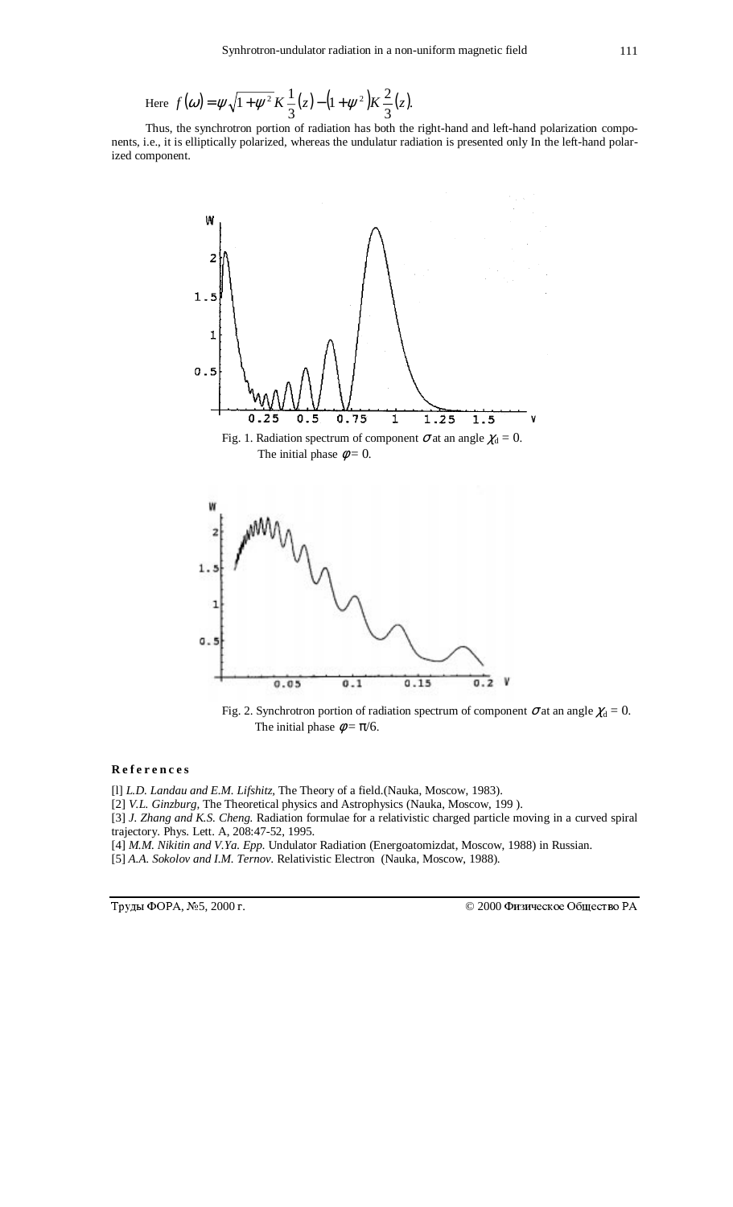Here $f(\omega) = \psi\sqrt{1+\psi^2}\,K\frac{1}{3}(z) - (1+\psi^2)K\frac{2}{3}(z).$

Thus, the synchrotron portion of radiation has both the right-hand and left-hand polarization components, i.e., it is elliptically polarized, whereas the undulatur radiation is presented only In the left-hand polarized component.

W
2
1.5
1
0.5
0.25 0.5 0.75 1 1.25 1.5 v

Fig. 1. Radiation spectrum of component $\sigma$ at an angle $\chi_d = 0$. The initial phase $\phi = 0$.

W
2
1.5
1
0.5
0.05 0.1 0.15 0.2 V

Fig. 2. Synchrotron portion of radiation spectrum of component $\sigma$ at an angle $\chi_d = 0$. The initial phase $\phi = \pi/6$.

**References**

[l] *L.D. Landau and E.M. Lifshitz*, The Theory of a field.(Nauka, Moscow, 1983).

[2] *V.L. Ginzburg*, The Theoretical physics and Astrophysics (Nauka, Moscow, 199 ).

[3] *J. Zhang and K.S. Cheng.* Radiation formulae for a relativistic charged particle moving in a curved spiral trajectory. Phys. Lett. A, 208:47-52, 1995.

[4] *M.M. Nikitin and V.Ya. Epp.* Undulator Radiation (Energoatomizdat, Moscow, 1988) in Russian.

[5] *A.A. Sokolov and I.M. Ternov.* Relativistic Electron (Nauka, Moscow, 1988).